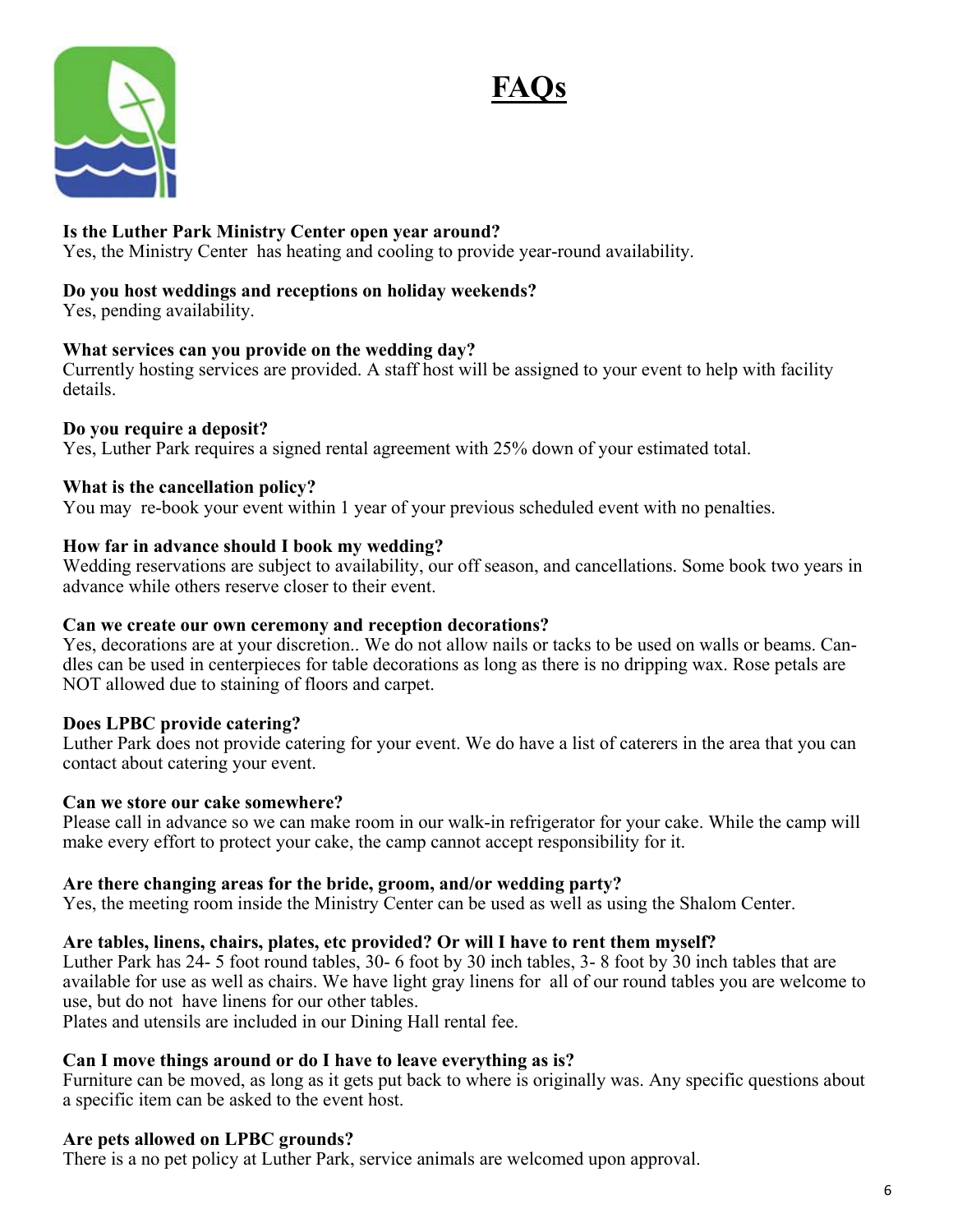# FAQs

**Is the Luther Park Ministry Center open year around?**
Yes, the Ministry Center has heating and cooling to provide year-round availability.

**Do you host weddings and receptions on holiday weekends?**
Yes, pending availability.

**What services can you provide on the wedding day?**
Currently hosting services are provided. A staff host will be assigned to your event to help with facility details.

**Do you require a deposit?**
Yes, Luther Park requires a signed rental agreement with 25% down of your estimated total.

**What is the cancellation policy?**
You may re-book your event within 1 year of your previous scheduled event with no penalties.

**How far in advance should I book my wedding?**
Wedding reservations are subject to availability, our off season, and cancellations. Some book two years in advance while others reserve closer to their event.

**Can we create our own ceremony and reception decorations?**
Yes, decorations are at your discretion.. We do not allow nails or tacks to be used on walls or beams. Candles can be used in centerpieces for table decorations as long as there is no dripping wax. Rose petals are NOT allowed due to staining of floors and carpet.

**Does LPBC provide catering?**
Luther Park does not provide catering for your event. We do have a list of caterers in the area that you can contact about catering your event.

**Can we store our cake somewhere?**
Please call in advance so we can make room in our walk-in refrigerator for your cake. While the camp will make every effort to protect your cake, the camp cannot accept responsibility for it.

**Are there changing areas for the bride, groom, and/or wedding party?**
Yes, the meeting room inside the Ministry Center can be used as well as using the Shalom Center.

**Are tables, linens, chairs, plates, etc provided? Or will I have to rent them myself?**
Luther Park has 24- 5 foot round tables, 30- 6 foot by 30 inch tables, 3- 8 foot by 30 inch tables that are available for use as well as chairs. We have light gray linens for all of our round tables you are welcome to use, but do not have linens for our other tables.
Plates and utensils are included in our Dining Hall rental fee.

**Can I move things around or do I have to leave everything as is?**
Furniture can be moved, as long as it gets put back to where is originally was. Any specific questions about a specific item can be asked to the event host.

**Are pets allowed on LPBC grounds?**
There is a no pet policy at Luther Park, service animals are welcomed upon approval.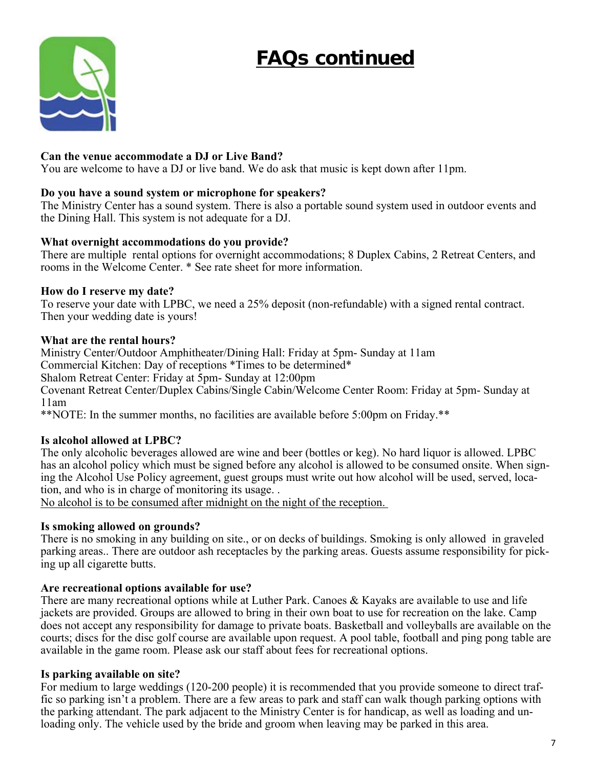# FAQs continued

**Can the venue accommodate a DJ or Live Band?**
You are welcome to have a DJ or live band. We do ask that music is kept down after 11pm.

**Do you have a sound system or microphone for speakers?**
The Ministry Center has a sound system. There is also a portable sound system used in outdoor events and the Dining Hall. This system is not adequate for a DJ.

**What overnight accommodations do you provide?**
There are multiple rental options for overnight accommodations; 8 Duplex Cabins, 2 Retreat Centers, and rooms in the Welcome Center. * See rate sheet for more information.

**How do I reserve my date?**
To reserve your date with LPBC, we need a 25% deposit (non-refundable) with a signed rental contract. Then your wedding date is yours!

**What are the rental hours?**
Ministry Center/Outdoor Amphitheater/Dining Hall: Friday at 5pm- Sunday at 11am
Commercial Kitchen: Day of receptions *Times to be determined*
Shalom Retreat Center: Friday at 5pm- Sunday at 12:00pm
Covenant Retreat Center/Duplex Cabins/Single Cabin/Welcome Center Room: Friday at 5pm- Sunday at 11am
**NOTE: In the summer months, no facilities are available before 5:00pm on Friday.**

**Is alcohol allowed at LPBC?**
The only alcoholic beverages allowed are wine and beer (bottles or keg). No hard liquor is allowed. LPBC has an alcohol policy which must be signed before any alcohol is allowed to be consumed onsite. When signing the Alcohol Use Policy agreement, guest groups must write out how alcohol will be used, served, location, and who is in charge of monitoring its usage. .
<u>No alcohol is to be consumed after midnight on the night of the reception.</u>

**Is smoking allowed on grounds?**
There is no smoking in any building on site., or on decks of buildings. Smoking is only allowed in graveled parking areas.. There are outdoor ash receptacles by the parking areas. Guests assume responsibility for picking up all cigarette butts.

**Are recreational options available for use?**
There are many recreational options while at Luther Park. Canoes & Kayaks are available to use and life jackets are provided. Groups are allowed to bring in their own boat to use for recreation on the lake. Camp does not accept any responsibility for damage to private boats. Basketball and volleyballs are available on the courts; discs for the disc golf course are available upon request. A pool table, football and ping pong table are available in the game room. Please ask our staff about fees for recreational options.

**Is parking available on site?**
For medium to large weddings (120-200 people) it is recommended that you provide someone to direct traffic so parking isn't a problem. There are a few areas to park and staff can walk though parking options with the parking attendant. The park adjacent to the Ministry Center is for handicap, as well as loading and unloading only. The vehicle used by the bride and groom when leaving may be parked in this area.